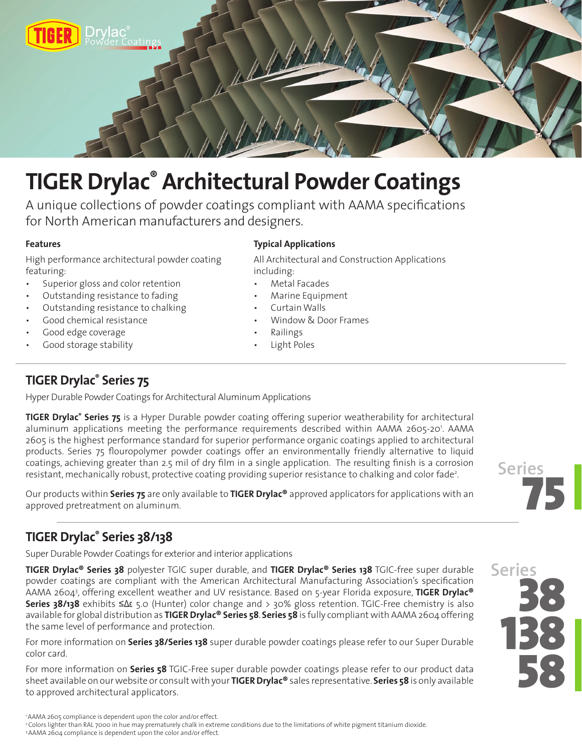# TIGER Drylac® Architectural Powder Coatings

A unique collections of powder coatings compliant with AAMA specifications for North American manufacturers and designers.

**Features**

High performance architectural powder coating featuring:

- Superior gloss and color retention
- Outstanding resistance to fading
- Outstanding resistance to chalking
- Good chemical resistance
- Good edge coverage
- Good storage stability

**Typical Applications**

All Architectural and Construction Applications including:

- Metal Facades
- Marine Equipment
- Curtain Walls
- Window & Door Frames
- Railings
- Light Poles

## TIGER Drylac® Series 75

Hyper Durable Powder Coatings for Architectural Aluminum Applications

**TIGER Drylac® Series 75** is a Hyper Durable powder coating offering superior weatherability for architectural aluminum applications meeting the performance requirements described within AAMA 2605-20[1]. AAMA 2605 is the highest performance standard for superior performance organic coatings applied to architectural products. Series 75 flouropolymer powder coatings offer an environmentally friendly alternative to liquid coatings, achieving greater than 2.5 mil of dry film in a single application. The resulting finish is a corrosion resistant, mechanically robust, protective coating providing superior resistance to chalking and color fade[2].

Our products within **Series 75** are only available to **TIGER Drylac®** approved applicators for applications with an approved pretreatment on aluminum.

Series **75**

## TIGER Drylac® Series 38/138

Super Durable Powder Coatings for exterior and interior applications

**TIGER Drylac® Series 38** polyester TGIC super durable, and **TIGER Drylac® Series 138** TGIC-free super durable powder coatings are compliant with the American Architectural Manufacturing Association's specification AAMA 2604[3], offering excellent weather and UV resistance. Based on 5-year Florida exposure, **TIGER Drylac® Series 38/138** exhibits ≤Δε 5.0 (Hunter) color change and > 30% gloss retention. TGIC-Free chemistry is also available for global distribution as **TIGER Drylac® Series 58**. **Series 58** is fully compliant with AAMA 2604 offering the same level of performance and protection.

For more information on **Series 38/Series 138** super durable powder coatings please refer to our Super Durable color card.

For more information on **Series 58** TGIC-Free super durable powder coatings please refer to our product data sheet available on our website or consult with your **TIGER Drylac®** sales representative. **Series 58** is only available to approved architectural applicators.

Series **38** **138** **58**

[1] AAMA 2605 compliance is dependent upon the color and/or effect.
[2] Colors lighter than RAL 7000 in hue may prematurely chalk in extreme conditions due to the limitations of white pigment titanium dioxide.
[3] AAMA 2604 compliance is dependent upon the color and/or effect.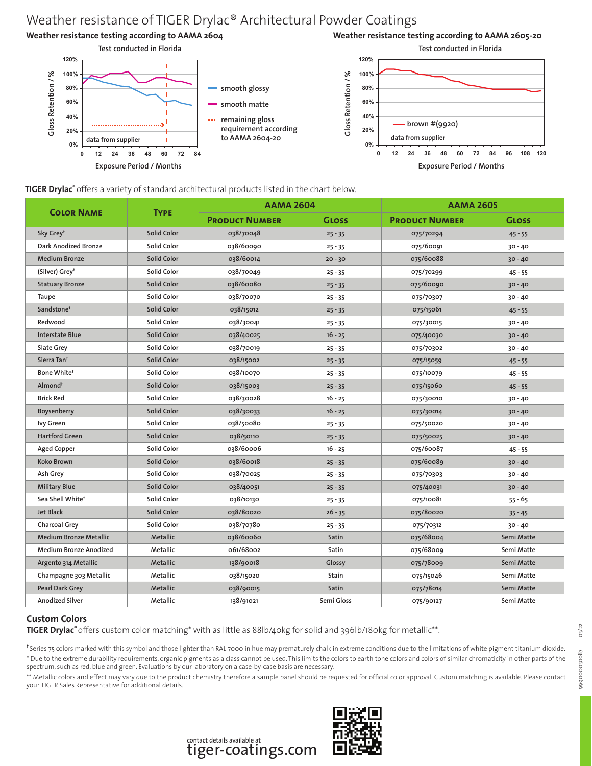# Weather resistance of TIGER Drylac® Architectural Powder Coatings

## Weather resistance testing according to AAMA 2604

Test conducted in Florida

Gloss Retention / %

120%
100%
80%
60%
40%
20%
0%

0 12 24 36 48 60 72 84

Exposure Period / Months

data from supplier

smooth glossy

smooth matte

remaining gloss requirement according to AAMA 2604-20

## Weather resistance testing according to AAMA 2605-20

Test conducted in Florida

Gloss Retention / %

120%
100%
80%
60%
40%
20%
0%

0 12 24 36 48 60 72 84 96 108 120

Exposure Period / Months

brown #(9920)

data from supplier

**TIGER Drylac®** offers a variety of standard architectural products listed in the chart below.

| Color Name | Type | AAMA 2604 | | AAMA 2605 | |
|---|---|---|---|---|---|
| | | Product Number | Gloss | Product Number | Gloss |
| Sky Grey† | Solid Color | 038/70048 | 25 - 35 | 075/70294 | 45 - 55 |
| Dark Anodized Bronze | Solid Color | 038/60090 | 25 - 35 | 075/60091 | 30 - 40 |
| Medium Bronze | Solid Color | 038/60014 | 20 - 30 | 075/60088 | 30 - 40 |
| (Silver) Grey† | Solid Color | 038/70049 | 25 - 35 | 075/70299 | 45 - 55 |
| Statuary Bronze | Solid Color | 038/60080 | 25 - 35 | 075/60090 | 30 - 40 |
| Taupe | Solid Color | 038/70070 | 25 - 35 | 075/70307 | 30 - 40 |
| Sandstone† | Solid Color | 038/15012 | 25 - 35 | 075/15061 | 45 - 55 |
| Redwood | Solid Color | 038/30041 | 25 - 35 | 075/30015 | 30 - 40 |
| Interstate Blue | Solid Color | 038/40025 | 16 - 25 | 075/40030 | 30 - 40 |
| Slate Grey | Solid Color | 038/70019 | 25 - 35 | 075/70302 | 30 - 40 |
| Sierra Tan† | Solid Color | 038/15002 | 25 - 35 | 075/15059 | 45 - 55 |
| Bone White† | Solid Color | 038/10070 | 25 - 35 | 075/10079 | 45 - 55 |
| Almond† | Solid Color | 038/15003 | 25 - 35 | 075/15060 | 45 - 55 |
| Brick Red | Solid Color | 038/30028 | 16 - 25 | 075/30010 | 30 - 40 |
| Boysenberry | Solid Color | 038/30033 | 16 - 25 | 075/30014 | 30 - 40 |
| Ivy Green | Solid Color | 038/50080 | 25 - 35 | 075/50020 | 30 - 40 |
| Hartford Green | Solid Color | 038/50110 | 25 - 35 | 075/50025 | 30 - 40 |
| Aged Copper | Solid Color | 038/60006 | 16 - 25 | 075/60087 | 45 - 55 |
| Koko Brown | Solid Color | 038/60018 | 25 - 35 | 075/60089 | 30 - 40 |
| Ash Grey | Solid Color | 038/70025 | 25 - 35 | 075/70303 | 30 - 40 |
| Military Blue | Solid Color | 038/40051 | 25 - 35 | 075/40031 | 30 - 40 |
| Sea Shell White† | Solid Color | 038/10130 | 25 - 35 | 075/10081 | 55 - 65 |
| Jet Black | Solid Color | 038/80020 | 26 - 35 | 075/80020 | 35 - 45 |
| Charcoal Grey | Solid Color | 038/70780 | 25 - 35 | 075/70312 | 30 - 40 |
| Medium Bronze Metallic | Metallic | 038/60060 | Satin | 075/68004 | Semi Matte |
| Medium Bronze Anodized | Metallic | 061/68002 | Satin | 075/68009 | Semi Matte |
| Argento 314 Metallic | Metallic | 138/90018 | Glossy | 075/78009 | Semi Matte |
| Champagne 303 Metallic | Metallic | 038/15020 | Stain | 075/15046 | Semi Matte |
| Pearl Dark Grey | Metallic | 038/90015 | Satin | 075/78014 | Semi Matte |
| Anodized Silver | Metallic | 138/91021 | Semi Gloss | 075/90127 | Semi Matte |

## Custom Colors

**TIGER Drylac®** offers custom color matching* with as little as 88lb/40kg for solid and 396lb/180kg for metallic**.

† Series 75 colors marked with this symbol and those lighter than RAL 7000 in hue may prematurely chalk in extreme conditions due to the limitations of white pigment titanium dioxide.

\* Due to the extreme durability requirements, organic pigments as a class cannot be used. This limits the colors to earth tone colors and colors of similar chromaticity in other parts of the spectrum, such as red, blue and green. Evaluations by our laboratory on a case-by-case basis are necessary.

\*\* Metallic colors and effect may vary due to the product chemistry therefore a sample panel should be requested for official color approval. Custom matching is available. Please contact your TIGER Sales Representative for additional details.

contact details available at
tiger-coatings.com

9990003087 03/22